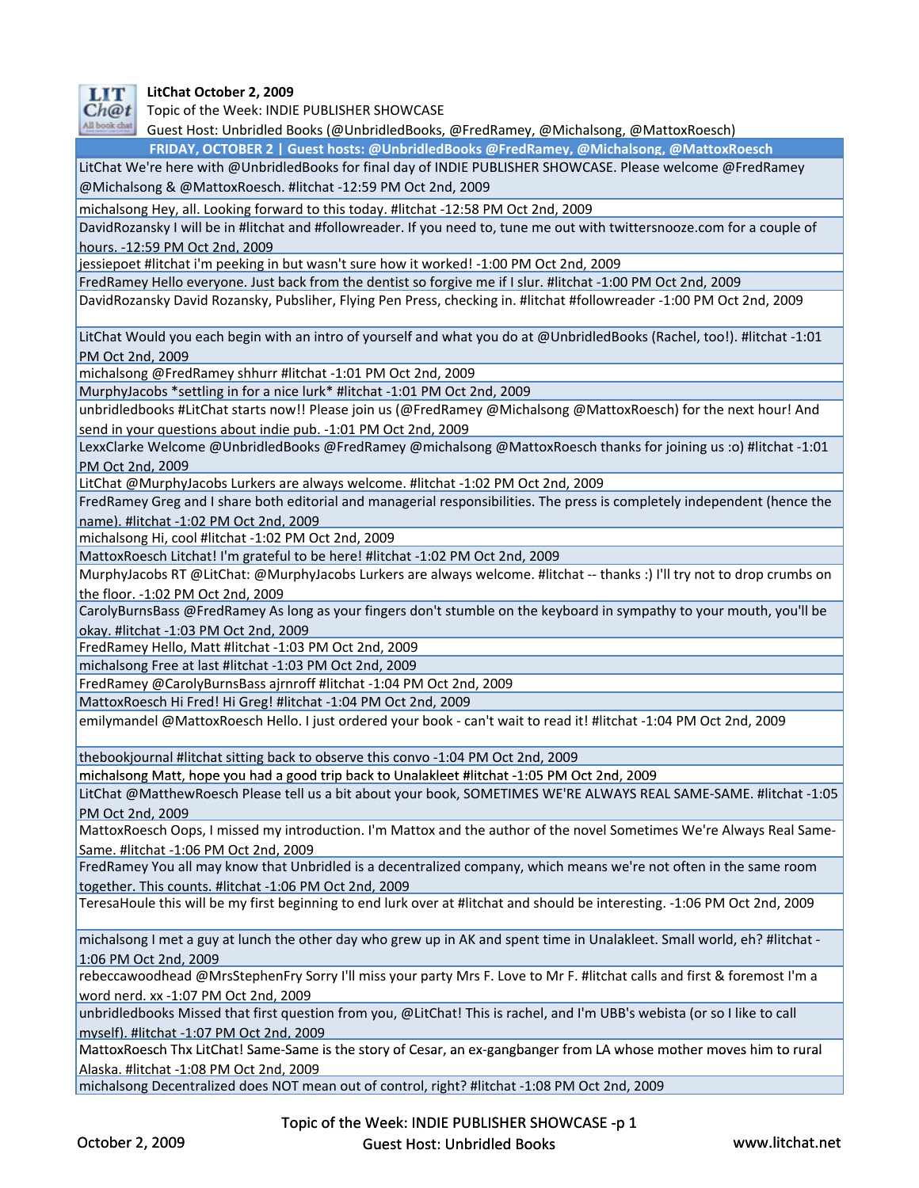**LitChat October 2, 2009**
Topic of the Week: INDIE PUBLISHER SHOWCASE
Guest Host: Unbridled Books (@UnbridledBooks, @FredRamey, @Michalsong, @MattoxRoesch)

| FRIDAY, OCTOBER 2 \| Guest hosts: @UnbridledBooks @FredRamey, @Michalsong, @MattoxRoesch |
|---|
| LitChat We're here with @UnbridledBooks for final day of INDIE PUBLISHER SHOWCASE. Please welcome @FredRamey @Michalsong & @MattoxRoesch. #litchat -12:59 PM Oct 2nd, 2009 |
| michalsong Hey, all. Looking forward to this today. #litchat -12:58 PM Oct 2nd, 2009 |
| DavidRozansky I will be in #litchat and #followreader. If you need to, tune me out with twittersnooze.com for a couple of hours. -12:59 PM Oct 2nd, 2009 |
| jessiepoet #litchat i'm peeking in but wasn't sure how it worked! -1:00 PM Oct 2nd, 2009 |
| FredRamey Hello everyone. Just back from the dentist so forgive me if I slur. #litchat -1:00 PM Oct 2nd, 2009 |
| DavidRozansky David Rozansky, Pubsliher, Flying Pen Press, checking in. #litchat #followreader -1:00 PM Oct 2nd, 2009 |
| LitChat Would you each begin with an intro of yourself and what you do at @UnbridledBooks (Rachel, too!). #litchat -1:01 PM Oct 2nd, 2009 |
| michalsong @FredRamey shhurr #litchat -1:01 PM Oct 2nd, 2009 |
| MurphyJacobs *settling in for a nice lurk* #litchat -1:01 PM Oct 2nd, 2009 |
| unbridledbooks #LitChat starts now!! Please join us (@FredRamey @Michalsong @MattoxRoesch) for the next hour! And send in your questions about indie pub. -1:01 PM Oct 2nd, 2009 |
| LexxClarke Welcome @UnbridledBooks @FredRamey @michalsong @MattoxRoesch thanks for joining us :o) #litchat -1:01 PM Oct 2nd, 2009 |
| LitChat @MurphyJacobs Lurkers are always welcome. #litchat -1:02 PM Oct 2nd, 2009 |
| FredRamey Greg and I share both editorial and managerial responsibilities. The press is completely independent (hence the name). #litchat -1:02 PM Oct 2nd, 2009 |
| michalsong Hi, cool #litchat -1:02 PM Oct 2nd, 2009 |
| MattoxRoesch Litchat! I'm grateful to be here! #litchat -1:02 PM Oct 2nd, 2009 |
| MurphyJacobs RT @LitChat: @MurphyJacobs Lurkers are always welcome. #litchat -- thanks :) I'll try not to drop crumbs on the floor. -1:02 PM Oct 2nd, 2009 |
| CarolyBurnsBass @FredRamey As long as your fingers don't stumble on the keyboard in sympathy to your mouth, you'll be okay. #litchat -1:03 PM Oct 2nd, 2009 |
| FredRamey Hello, Matt #litchat -1:03 PM Oct 2nd, 2009 |
| michalsong Free at last #litchat -1:03 PM Oct 2nd, 2009 |
| FredRamey @CarolyBurnsBass ajrnroff #litchat -1:04 PM Oct 2nd, 2009 |
| MattoxRoesch Hi Fred! Hi Greg! #litchat -1:04 PM Oct 2nd, 2009 |
| emilymandel @MattoxRoesch Hello. I just ordered your book - can't wait to read it! #litchat -1:04 PM Oct 2nd, 2009 |
| thebookjournal #litchat sitting back to observe this convo -1:04 PM Oct 2nd, 2009 |
| michalsong Matt, hope you had a good trip back to Unalakleet #litchat -1:05 PM Oct 2nd, 2009 |
| LitChat @MatthewRoesch Please tell us a bit about your book, SOMETIMES WE'RE ALWAYS REAL SAME-SAME. #litchat -1:05 PM Oct 2nd, 2009 |
| MattoxRoesch Oops, I missed my introduction. I'm Mattox and the author of the novel Sometimes We're Always Real Same-Same. #litchat -1:06 PM Oct 2nd, 2009 |
| FredRamey You all may know that Unbridled is a decentralized company, which means we're not often in the same room together. This counts. #litchat -1:06 PM Oct 2nd, 2009 |
| TeresaHoule this will be my first beginning to end lurk over at #litchat and should be interesting. -1:06 PM Oct 2nd, 2009 |
| michalsong I met a guy at lunch the other day who grew up in AK and spent time in Unalakleet. Small world, eh? #litchat -1:06 PM Oct 2nd, 2009 |
| rebeccawoodhead @MrsStephenFry Sorry I'll miss your party Mrs F. Love to Mr F. #litchat calls and first & foremost I'm a word nerd. xx -1:07 PM Oct 2nd, 2009 |
| unbridledbooks Missed that first question from you, @LitChat! This is rachel, and I'm UBB's webista (or so I like to call myself). #litchat -1:07 PM Oct 2nd, 2009 |
| MattoxRoesch Thx LitChat! Same-Same is the story of Cesar, an ex-gangbanger from LA whose mother moves him to rural Alaska. #litchat -1:08 PM Oct 2nd, 2009 |
| michalsong Decentralized does NOT mean out of control, right? #litchat -1:08 PM Oct 2nd, 2009 |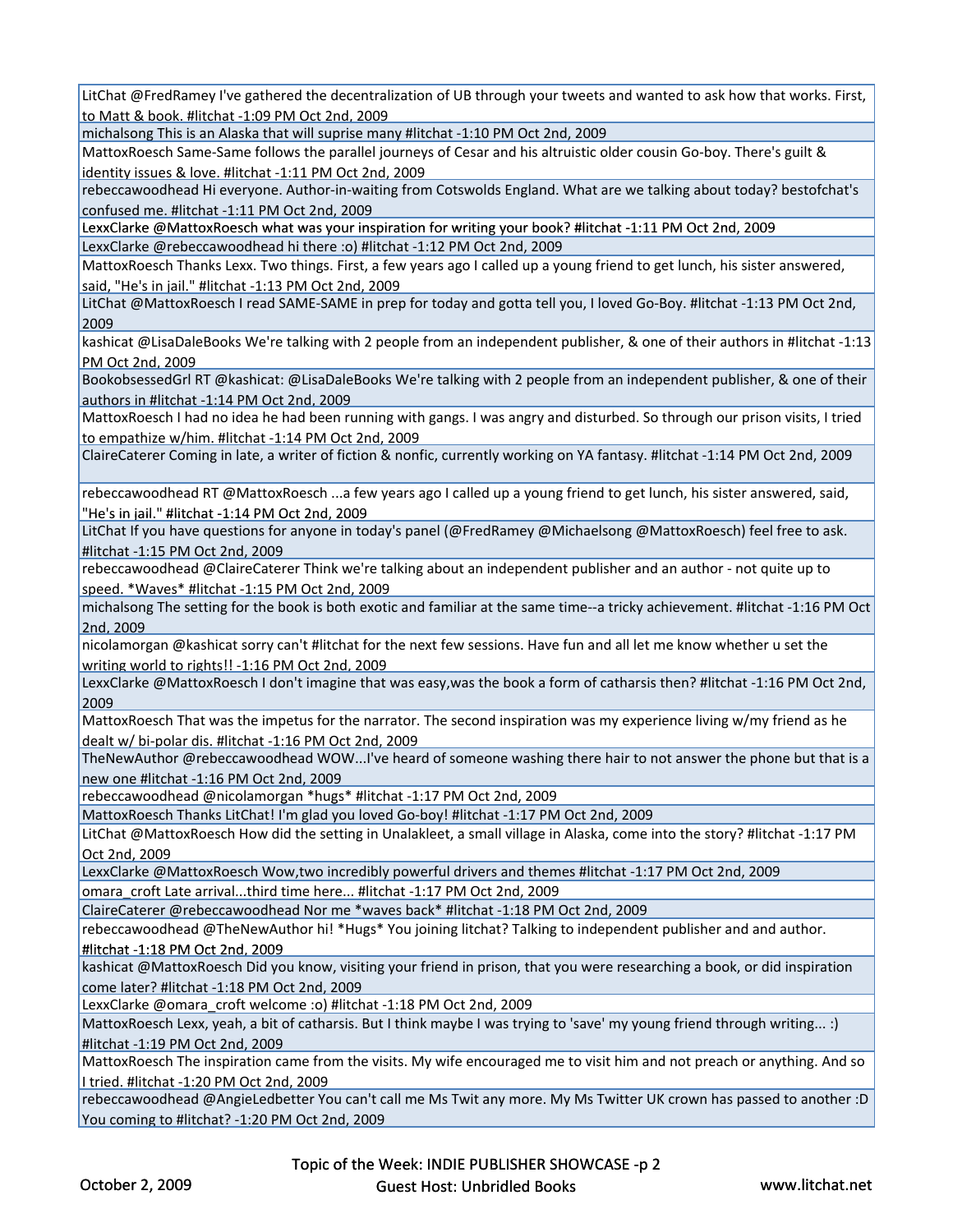LitChat @FredRamey I've gathered the decentralization of UB through your tweets and wanted to ask how that works. First, to Matt & book. #litchat -1:09 PM Oct 2nd, 2009

michalsong This is an Alaska that will suprise many #litchat -1:10 PM Oct 2nd, 2009

MattoxRoesch Same-Same follows the parallel journeys of Cesar and his altruistic older cousin Go-boy. There's guilt & identity issues & love. #litchat -1:11 PM Oct 2nd, 2009

rebeccawoodhead Hi everyone. Author-in-waiting from Cotswolds England. What are we talking about today? bestofchat's confused me. #litchat -1:11 PM Oct 2nd, 2009

LexxClarke @MattoxRoesch what was your inspiration for writing your book? #litchat -1:11 PM Oct 2nd, 2009

LexxClarke @rebeccawoodhead hi there :o) #litchat -1:12 PM Oct 2nd, 2009

MattoxRoesch Thanks Lexx. Two things. First, a few years ago I called up a young friend to get lunch, his sister answered, said, "He's in jail." #litchat -1:13 PM Oct 2nd, 2009

LitChat @MattoxRoesch I read SAME-SAME in prep for today and gotta tell you, I loved Go-Boy. #litchat -1:13 PM Oct 2nd, 2009

kashicat @LisaDaleBooks We're talking with 2 people from an independent publisher, & one of their authors in #litchat -1:13 PM Oct 2nd, 2009

BookobsessedGrl RT @kashicat: @LisaDaleBooks We're talking with 2 people from an independent publisher, & one of their authors in #litchat -1:14 PM Oct 2nd, 2009

MattoxRoesch I had no idea he had been running with gangs. I was angry and disturbed. So through our prison visits, I tried to empathize w/him. #litchat -1:14 PM Oct 2nd, 2009

ClaireCaterer Coming in late, a writer of fiction & nonfic, currently working on YA fantasy. #litchat -1:14 PM Oct 2nd, 2009

rebeccawoodhead RT @MattoxRoesch ...a few years ago I called up a young friend to get lunch, his sister answered, said, "He's in jail." #litchat -1:14 PM Oct 2nd, 2009

LitChat If you have questions for anyone in today's panel (@FredRamey @Michaelsong @MattoxRoesch) feel free to ask. #litchat -1:15 PM Oct 2nd, 2009

rebeccawoodhead @ClaireCaterer Think we're talking about an independent publisher and an author - not quite up to speed. *Waves* #litchat -1:15 PM Oct 2nd, 2009

michalsong The setting for the book is both exotic and familiar at the same time--a tricky achievement. #litchat -1:16 PM Oct 2nd, 2009

nicolamorgan @kashicat sorry can't #litchat for the next few sessions. Have fun and all let me know whether u set the writing world to rights!! -1:16 PM Oct 2nd, 2009

LexxClarke @MattoxRoesch I don't imagine that was easy,was the book a form of catharsis then? #litchat -1:16 PM Oct 2nd, 2009

MattoxRoesch That was the impetus for the narrator. The second inspiration was my experience living w/my friend as he dealt w/ bi-polar dis. #litchat -1:16 PM Oct 2nd, 2009

TheNewAuthor @rebeccawoodhead WOW...I've heard of someone washing there hair to not answer the phone but that is a new one #litchat -1:16 PM Oct 2nd, 2009

rebeccawoodhead @nicolamorgan *hugs* #litchat -1:17 PM Oct 2nd, 2009

MattoxRoesch Thanks LitChat! I'm glad you loved Go-boy! #litchat -1:17 PM Oct 2nd, 2009

LitChat @MattoxRoesch How did the setting in Unalakleet, a small village in Alaska, come into the story? #litchat -1:17 PM Oct 2nd, 2009

LexxClarke @MattoxRoesch Wow,two incredibly powerful drivers and themes #litchat -1:17 PM Oct 2nd, 2009

omara_croft Late arrival...third time here... #litchat -1:17 PM Oct 2nd, 2009

ClaireCaterer @rebeccawoodhead Nor me *waves back* #litchat -1:18 PM Oct 2nd, 2009

rebeccawoodhead @TheNewAuthor hi! *Hugs* You joining litchat? Talking to independent publisher and and author. #litchat -1:18 PM Oct 2nd, 2009

kashicat @MattoxRoesch Did you know, visiting your friend in prison, that you were researching a book, or did inspiration come later? #litchat -1:18 PM Oct 2nd, 2009

LexxClarke @omara_croft welcome :o) #litchat -1:18 PM Oct 2nd, 2009

MattoxRoesch Lexx, yeah, a bit of catharsis. But I think maybe I was trying to 'save' my young friend through writing... :) #litchat -1:19 PM Oct 2nd, 2009

MattoxRoesch The inspiration came from the visits. My wife encouraged me to visit him and not preach or anything. And so I tried. #litchat -1:20 PM Oct 2nd, 2009

rebeccawoodhead @AngieLedbetter You can't call me Ms Twit any more. My Ms Twitter UK crown has passed to another :D You coming to #litchat? -1:20 PM Oct 2nd, 2009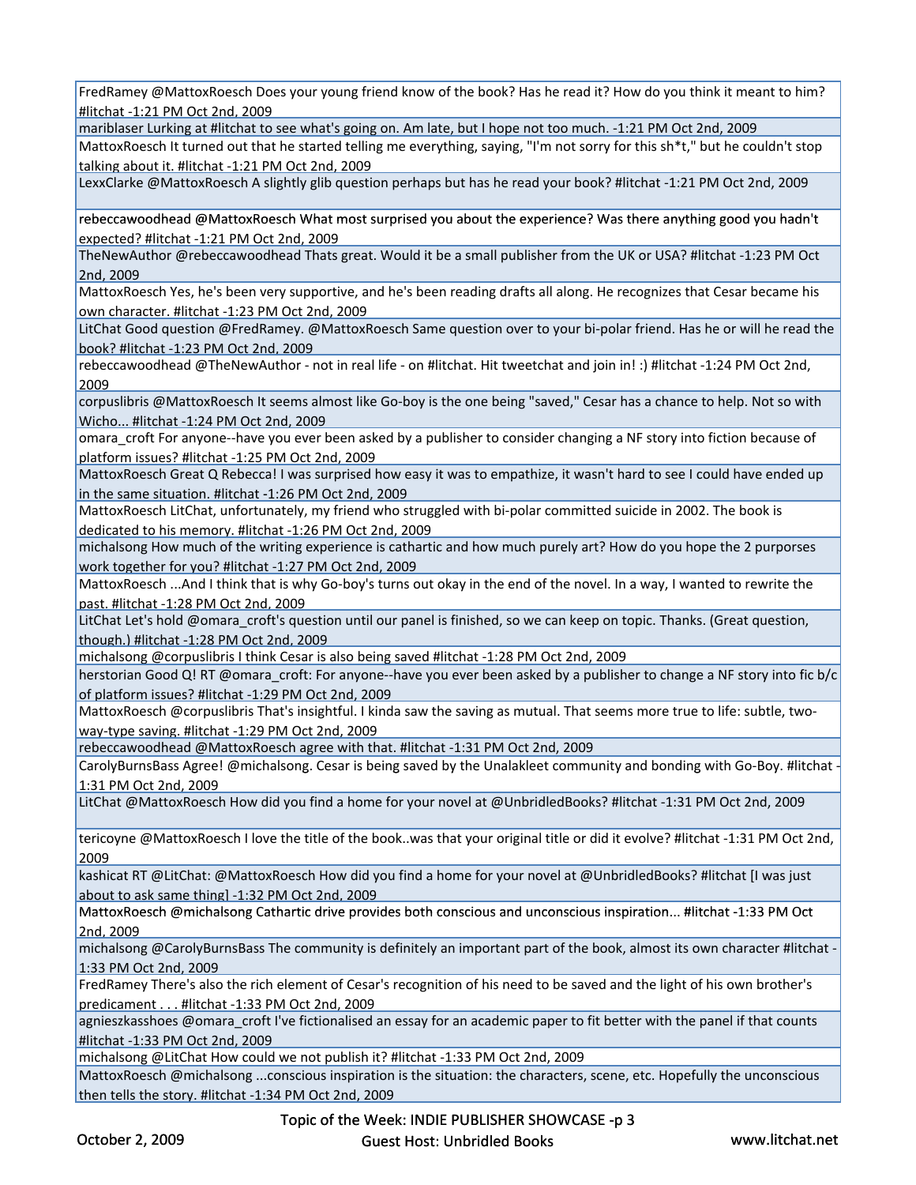FredRamey @MattoxRoesch Does your young friend know of the book? Has he read it? How do you think it meant to him? #litchat -1:21 PM Oct 2nd, 2009

mariblaser Lurking at #litchat to see what's going on. Am late, but I hope not too much. -1:21 PM Oct 2nd, 2009

MattoxRoesch It turned out that he started telling me everything, saying, "I'm not sorry for this sh*t," but he couldn't stop talking about it. #litchat -1:21 PM Oct 2nd, 2009

LexxClarke @MattoxRoesch A slightly glib question perhaps but has he read your book? #litchat -1:21 PM Oct 2nd, 2009

rebeccawoodhead @MattoxRoesch What most surprised you about the experience? Was there anything good you hadn't expected? #litchat -1:21 PM Oct 2nd, 2009

TheNewAuthor @rebeccawoodhead Thats great. Would it be a small publisher from the UK or USA? #litchat -1:23 PM Oct 2nd, 2009

MattoxRoesch Yes, he's been very supportive, and he's been reading drafts all along. He recognizes that Cesar became his own character. #litchat -1:23 PM Oct 2nd, 2009

LitChat Good question @FredRamey. @MattoxRoesch Same question over to your bi-polar friend. Has he or will he read the book? #litchat -1:23 PM Oct 2nd, 2009

rebeccawoodhead @TheNewAuthor - not in real life - on #litchat. Hit tweetchat and join in! :) #litchat -1:24 PM Oct 2nd, 2009

corpuslibris @MattoxRoesch It seems almost like Go-boy is the one being "saved," Cesar has a chance to help. Not so with Wicho... #litchat -1:24 PM Oct 2nd, 2009

omara_croft For anyone--have you ever been asked by a publisher to consider changing a NF story into fiction because of platform issues? #litchat -1:25 PM Oct 2nd, 2009

MattoxRoesch Great Q Rebecca! I was surprised how easy it was to empathize, it wasn't hard to see I could have ended up in the same situation. #litchat -1:26 PM Oct 2nd, 2009

MattoxRoesch LitChat, unfortunately, my friend who struggled with bi-polar committed suicide in 2002. The book is dedicated to his memory. #litchat -1:26 PM Oct 2nd, 2009

michalsong How much of the writing experience is cathartic and how much purely art? How do you hope the 2 purporses work together for you? #litchat -1:27 PM Oct 2nd, 2009

MattoxRoesch ...And I think that is why Go-boy's turns out okay in the end of the novel. In a way, I wanted to rewrite the past. #litchat -1:28 PM Oct 2nd, 2009

LitChat Let's hold @omara_croft's question until our panel is finished, so we can keep on topic. Thanks. (Great question, though.) #litchat -1:28 PM Oct 2nd, 2009

michalsong @corpuslibris I think Cesar is also being saved #litchat -1:28 PM Oct 2nd, 2009

herstorian Good Q! RT @omara_croft: For anyone--have you ever been asked by a publisher to change a NF story into fic b/c of platform issues? #litchat -1:29 PM Oct 2nd, 2009

MattoxRoesch @corpuslibris That's insightful. I kinda saw the saving as mutual. That seems more true to life: subtle, two-way-type saving. #litchat -1:29 PM Oct 2nd, 2009

rebeccawoodhead @MattoxRoesch agree with that. #litchat -1:31 PM Oct 2nd, 2009

CarolyBurnsBass Agree! @michalsong. Cesar is being saved by the Unalakleet community and bonding with Go-Boy. #litchat -1:31 PM Oct 2nd, 2009

LitChat @MattoxRoesch How did you find a home for your novel at @UnbridledBooks? #litchat -1:31 PM Oct 2nd, 2009

tericoyne @MattoxRoesch I love the title of the book..was that your original title or did it evolve? #litchat -1:31 PM Oct 2nd, 2009

kashicat RT @LitChat: @MattoxRoesch How did you find a home for your novel at @UnbridledBooks? #litchat [I was just about to ask same thing] -1:32 PM Oct 2nd, 2009

MattoxRoesch @michalsong Cathartic drive provides both conscious and unconscious inspiration... #litchat -1:33 PM Oct 2nd, 2009

michalsong @CarolyBurnsBass The community is definitely an important part of the book, almost its own character #litchat -1:33 PM Oct 2nd, 2009

FredRamey There's also the rich element of Cesar's recognition of his need to be saved and the light of his own brother's predicament . . . #litchat -1:33 PM Oct 2nd, 2009

agnieszkasshoes @omara_croft I've fictionalised an essay for an academic paper to fit better with the panel if that counts #litchat -1:33 PM Oct 2nd, 2009

michalsong @LitChat How could we not publish it? #litchat -1:33 PM Oct 2nd, 2009

MattoxRoesch @michalsong ...conscious inspiration is the situation: the characters, scene, etc. Hopefully the unconscious then tells the story. #litchat -1:34 PM Oct 2nd, 2009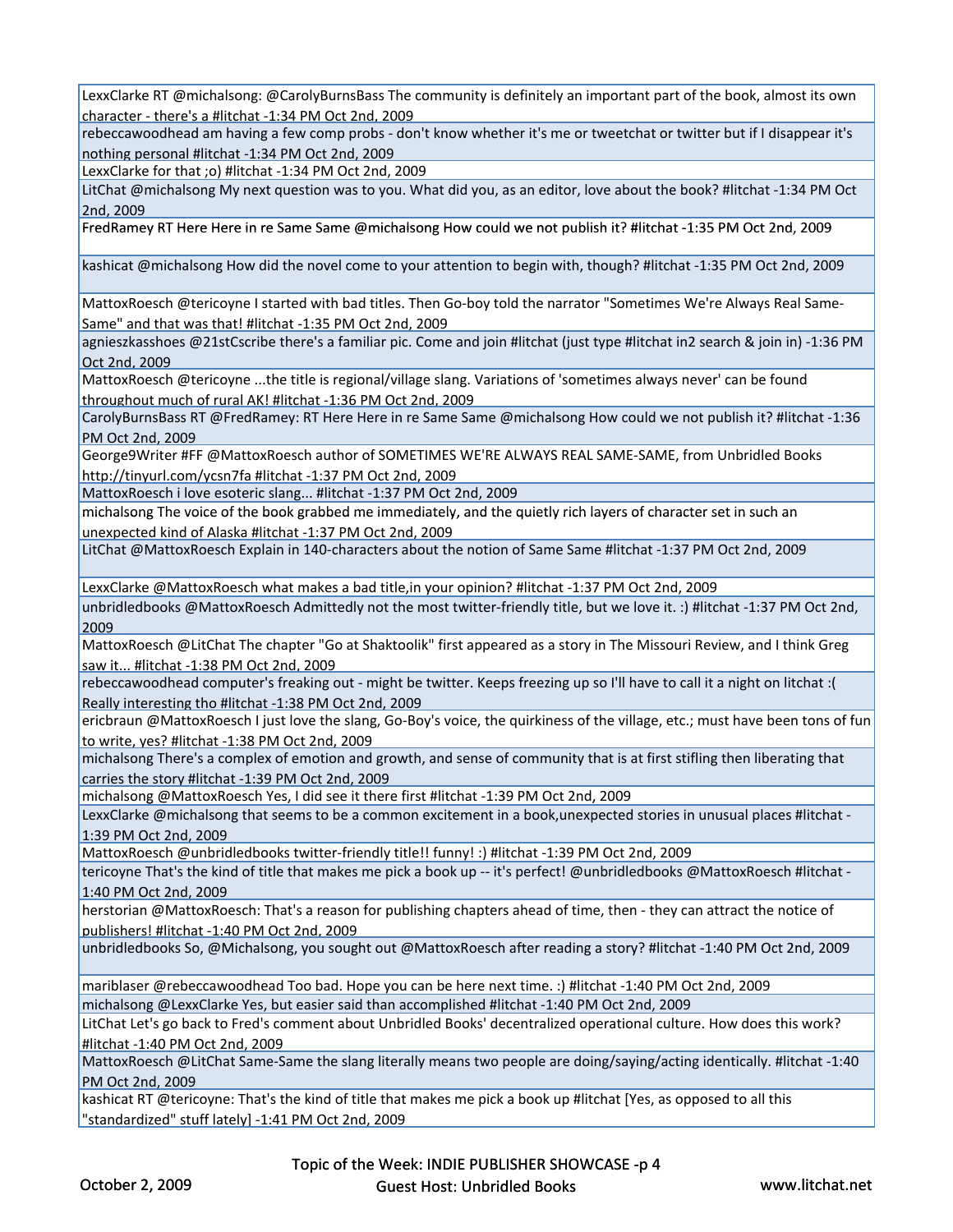| |
|---|
| LexxClarke RT @michalsong: @CarolyBurnsBass The community is definitely an important part of the book, almost its own character - there's a #litchat -1:34 PM Oct 2nd, 2009 |
| rebeccawoodhead am having a few comp probs - don't know whether it's me or tweetchat or twitter but if I disappear it's nothing personal #litchat -1:34 PM Oct 2nd, 2009 |
| LexxClarke for that ;o) #litchat -1:34 PM Oct 2nd, 2009 |
| LitChat @michalsong My next question was to you. What did you, as an editor, love about the book? #litchat -1:34 PM Oct 2nd, 2009 |
| FredRamey RT Here Here in re Same Same @michalsong How could we not publish it? #litchat -1:35 PM Oct 2nd, 2009 |
| kashicat @michalsong How did the novel come to your attention to begin with, though? #litchat -1:35 PM Oct 2nd, 2009 |
| MattoxRoesch @tericoyne I started with bad titles. Then Go-boy told the narrator "Sometimes We're Always Real Same-Same" and that was that! #litchat -1:35 PM Oct 2nd, 2009 |
| agnieszkasshoes @21stCscribe there's a familiar pic. Come and join #litchat (just type #litchat in2 search & join in) -1:36 PM Oct 2nd, 2009 |
| MattoxRoesch @tericoyne ...the title is regional/village slang. Variations of 'sometimes always never' can be found throughout much of rural AK! #litchat -1:36 PM Oct 2nd, 2009 |
| CarolyBurnsBass RT @FredRamey: RT Here Here in re Same Same @michalsong How could we not publish it? #litchat -1:36 PM Oct 2nd, 2009 |
| George9Writer #FF @MattoxRoesch author of SOMETIMES WE'RE ALWAYS REAL SAME-SAME, from Unbridled Books http://tinyurl.com/ycsn7fa #litchat -1:37 PM Oct 2nd, 2009 |
| MattoxRoesch i love esoteric slang... #litchat -1:37 PM Oct 2nd, 2009 |
| michalsong The voice of the book grabbed me immediately, and the quietly rich layers of character set in such an unexpected kind of Alaska #litchat -1:37 PM Oct 2nd, 2009 |
| LitChat @MattoxRoesch Explain in 140-characters about the notion of Same Same #litchat -1:37 PM Oct 2nd, 2009 |
| LexxClarke @MattoxRoesch what makes a bad title,in your opinion? #litchat -1:37 PM Oct 2nd, 2009 |
| unbridledbooks @MattoxRoesch Admittedly not the most twitter-friendly title, but we love it. :) #litchat -1:37 PM Oct 2nd, 2009 |
| MattoxRoesch @LitChat The chapter "Go at Shaktoolik" first appeared as a story in The Missouri Review, and I think Greg saw it... #litchat -1:38 PM Oct 2nd, 2009 |
| rebeccawoodhead computer's freaking out - might be twitter. Keeps freezing up so I'll have to call it a night on litchat :( Really interesting tho #litchat -1:38 PM Oct 2nd, 2009 |
| ericbraun @MattoxRoesch I just love the slang, Go-Boy's voice, the quirkiness of the village, etc.; must have been tons of fun to write, yes? #litchat -1:38 PM Oct 2nd, 2009 |
| michalsong There's a complex of emotion and growth, and sense of community that is at first stifling then liberating that carries the story #litchat -1:39 PM Oct 2nd, 2009 |
| michalsong @MattoxRoesch Yes, I did see it there first #litchat -1:39 PM Oct 2nd, 2009 |
| LexxClarke @michalsong that seems to be a common excitement in a book,unexpected stories in unusual places #litchat -1:39 PM Oct 2nd, 2009 |
| MattoxRoesch @unbridledbooks twitter-friendly title!! funny! :) #litchat -1:39 PM Oct 2nd, 2009 |
| tericoyne That's the kind of title that makes me pick a book up -- it's perfect! @unbridledbooks @MattoxRoesch #litchat -1:40 PM Oct 2nd, 2009 |
| herstorian @MattoxRoesch: That's a reason for publishing chapters ahead of time, then - they can attract the notice of publishers! #litchat -1:40 PM Oct 2nd, 2009 |
| unbridledbooks So, @Michalsong, you sought out @MattoxRoesch after reading a story? #litchat -1:40 PM Oct 2nd, 2009 |
| mariblaser @rebeccawoodhead Too bad. Hope you can be here next time. :) #litchat -1:40 PM Oct 2nd, 2009 |
| michalsong @LexxClarke Yes, but easier said than accomplished #litchat -1:40 PM Oct 2nd, 2009 |
| LitChat Let's go back to Fred's comment about Unbridled Books' decentralized operational culture. How does this work? #litchat -1:40 PM Oct 2nd, 2009 |
| MattoxRoesch @LitChat Same-Same the slang literally means two people are doing/saying/acting identically. #litchat -1:40 PM Oct 2nd, 2009 |
| kashicat RT @tericoyne: That's the kind of title that makes me pick a book up #litchat [Yes, as opposed to all this "standardized" stuff lately] -1:41 PM Oct 2nd, 2009 |

Topic of the Week: INDIE PUBLISHER SHOWCASE
Guest Host: Unbridled Books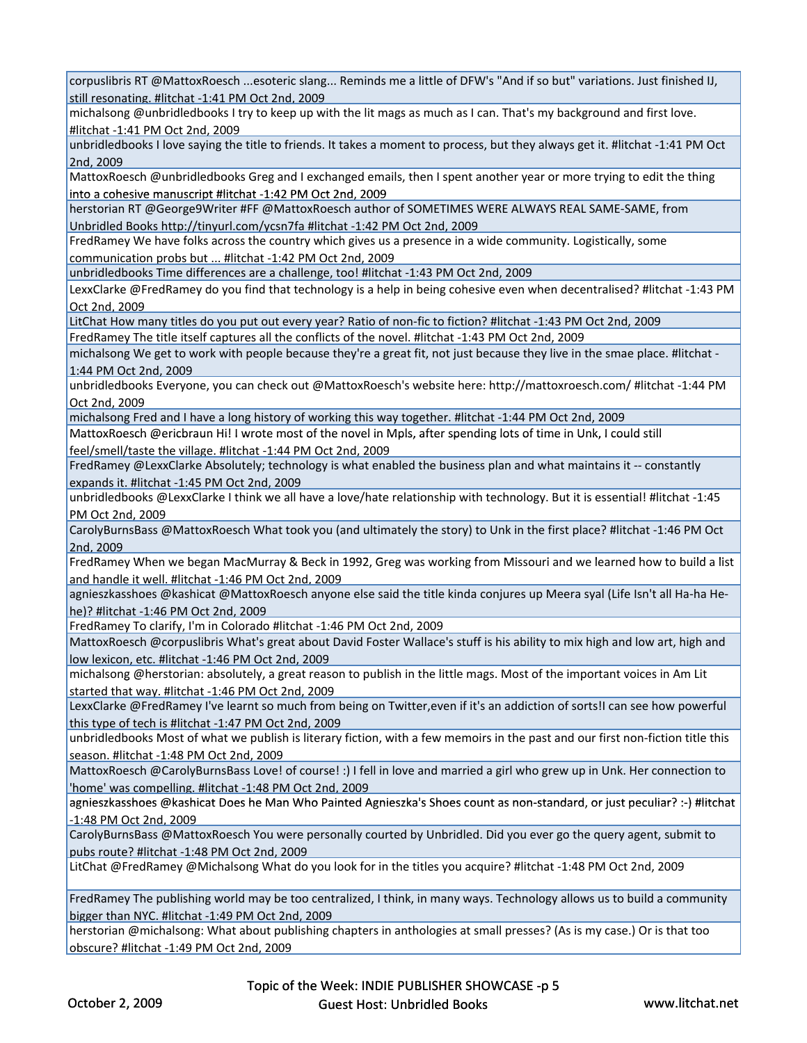corpuslibris RT @MattoxRoesch ...esoteric slang... Reminds me a little of DFW's "And if so but" variations. Just finished IJ, still resonating. #litchat -1:41 PM Oct 2nd, 2009

michalsong @unbridledbooks I try to keep up with the lit mags as much as I can. That's my background and first love. #litchat -1:41 PM Oct 2nd, 2009

unbridledbooks I love saying the title to friends. It takes a moment to process, but they always get it. #litchat -1:41 PM Oct 2nd, 2009

MattoxRoesch @unbridledbooks Greg and I exchanged emails, then I spent another year or more trying to edit the thing into a cohesive manuscript #litchat -1:42 PM Oct 2nd, 2009

herstorian RT @George9Writer #FF @MattoxRoesch author of SOMETIMES WERE ALWAYS REAL SAME-SAME, from Unbridled Books http://tinyurl.com/ycsn7fa #litchat -1:42 PM Oct 2nd, 2009

FredRamey We have folks across the country which gives us a presence in a wide community. Logistically, some communication probs but ... #litchat -1:42 PM Oct 2nd, 2009

unbridledbooks Time differences are a challenge, too! #litchat -1:43 PM Oct 2nd, 2009

LexxClarke @FredRamey do you find that technology is a help in being cohesive even when decentralised? #litchat -1:43 PM Oct 2nd, 2009

LitChat How many titles do you put out every year? Ratio of non-fic to fiction? #litchat -1:43 PM Oct 2nd, 2009

FredRamey The title itself captures all the conflicts of the novel. #litchat -1:43 PM Oct 2nd, 2009

michalsong We get to work with people because they're a great fit, not just because they live in the smae place. #litchat -1:44 PM Oct 2nd, 2009

unbridledbooks Everyone, you can check out @MattoxRoesch's website here: http://mattoxroesch.com/ #litchat -1:44 PM Oct 2nd, 2009

michalsong Fred and I have a long history of working this way together. #litchat -1:44 PM Oct 2nd, 2009

MattoxRoesch @ericbraun Hi! I wrote most of the novel in Mpls, after spending lots of time in Unk, I could still feel/smell/taste the village. #litchat -1:44 PM Oct 2nd, 2009

FredRamey @LexxClarke Absolutely; technology is what enabled the business plan and what maintains it -- constantly expands it. #litchat -1:45 PM Oct 2nd, 2009

unbridledbooks @LexxClarke I think we all have a love/hate relationship with technology. But it is essential! #litchat -1:45 PM Oct 2nd, 2009

CarolyBurnsBass @MattoxRoesch What took you (and ultimately the story) to Unk in the first place? #litchat -1:46 PM Oct 2nd, 2009

FredRamey When we began MacMurray & Beck in 1992, Greg was working from Missouri and we learned how to build a list and handle it well. #litchat -1:46 PM Oct 2nd, 2009

agnieszkasshoes @kashicat @MattoxRoesch anyone else said the title kinda conjures up Meera syal (Life Isn't all Ha-ha He-he)? #litchat -1:46 PM Oct 2nd, 2009

FredRamey To clarify, I'm in Colorado #litchat -1:46 PM Oct 2nd, 2009

MattoxRoesch @corpuslibris What's great about David Foster Wallace's stuff is his ability to mix high and low art, high and low lexicon, etc. #litchat -1:46 PM Oct 2nd, 2009

michalsong @herstorian: absolutely, a great reason to publish in the little mags. Most of the important voices in Am Lit started that way. #litchat -1:46 PM Oct 2nd, 2009

LexxClarke @FredRamey I've learnt so much from being on Twitter,even if it's an addiction of sorts!I can see how powerful this type of tech is #litchat -1:47 PM Oct 2nd, 2009

unbridledbooks Most of what we publish is literary fiction, with a few memoirs in the past and our first non-fiction title this season. #litchat -1:48 PM Oct 2nd, 2009

MattoxRoesch @CarolyBurnsBass Love! of course! :) I fell in love and married a girl who grew up in Unk. Her connection to 'home' was compelling. #litchat -1:48 PM Oct 2nd, 2009

agnieszkasshoes @kashicat Does he Man Who Painted Agnieszka's Shoes count as non-standard, or just peculiar? :-) #litchat -1:48 PM Oct 2nd, 2009

CarolyBurnsBass @MattoxRoesch You were personally courted by Unbridled. Did you ever go the query agent, submit to pubs route? #litchat -1:48 PM Oct 2nd, 2009

LitChat @FredRamey @Michalsong What do you look for in the titles you acquire? #litchat -1:48 PM Oct 2nd, 2009

FredRamey The publishing world may be too centralized, I think, in many ways. Technology allows us to build a community bigger than NYC. #litchat -1:49 PM Oct 2nd, 2009

herstorian @michalsong: What about publishing chapters in anthologies at small presses? (As is my case.) Or is that too obscure? #litchat -1:49 PM Oct 2nd, 2009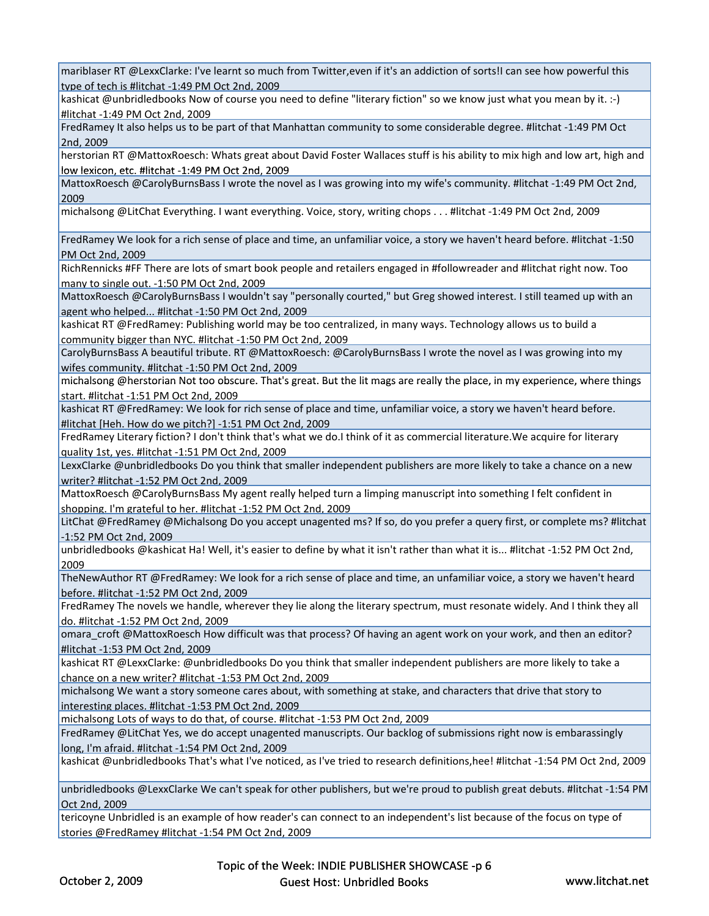mariblaser RT @LexxClarke: I've learnt so much from Twitter,even if it's an addiction of sorts!I can see how powerful this type of tech is #litchat -1:49 PM Oct 2nd, 2009

kashicat @unbridledbooks Now of course you need to define "literary fiction" so we know just what you mean by it. :-) #litchat -1:49 PM Oct 2nd, 2009

FredRamey It also helps us to be part of that Manhattan community to some considerable degree. #litchat -1:49 PM Oct 2nd, 2009

herstorian RT @MattoxRoesch: Whats great about David Foster Wallaces stuff is his ability to mix high and low art, high and low lexicon, etc. #litchat -1:49 PM Oct 2nd, 2009

MattoxRoesch @CarolyBurnsBass I wrote the novel as I was growing into my wife's community. #litchat -1:49 PM Oct 2nd, 2009

michalsong @LitChat Everything. I want everything. Voice, story, writing chops . . . #litchat -1:49 PM Oct 2nd, 2009

FredRamey We look for a rich sense of place and time, an unfamiliar voice, a story we haven't heard before. #litchat -1:50 PM Oct 2nd, 2009

RichRennicks #FF There are lots of smart book people and retailers engaged in #followreader and #litchat right now. Too many to single out. -1:50 PM Oct 2nd, 2009

MattoxRoesch @CarolyBurnsBass I wouldn't say "personally courted," but Greg showed interest. I still teamed up with an agent who helped... #litchat -1:50 PM Oct 2nd, 2009

kashicat RT @FredRamey: Publishing world may be too centralized, in many ways. Technology allows us to build a community bigger than NYC. #litchat -1:50 PM Oct 2nd, 2009

CarolyBurnsBass A beautiful tribute. RT @MattoxRoesch: @CarolyBurnsBass I wrote the novel as I was growing into my wifes community. #litchat -1:50 PM Oct 2nd, 2009

michalsong @herstorian Not too obscure. That's great. But the lit mags are really the place, in my experience, where things start. #litchat -1:51 PM Oct 2nd, 2009

kashicat RT @FredRamey: We look for rich sense of place and time, unfamiliar voice, a story we haven't heard before. #litchat [Heh. How do we pitch?] -1:51 PM Oct 2nd, 2009

FredRamey Literary fiction? I don't think that's what we do.I think of it as commercial literature.We acquire for literary quality 1st, yes. #litchat -1:51 PM Oct 2nd, 2009

LexxClarke @unbridledbooks Do you think that smaller independent publishers are more likely to take a chance on a new writer? #litchat -1:52 PM Oct 2nd, 2009

MattoxRoesch @CarolyBurnsBass My agent really helped turn a limping manuscript into something I felt confident in shopping. I'm grateful to her. #litchat -1:52 PM Oct 2nd, 2009

LitChat @FredRamey @Michalsong Do you accept unagented ms? If so, do you prefer a query first, or complete ms? #litchat -1:52 PM Oct 2nd, 2009

unbridledbooks @kashicat Ha! Well, it's easier to define by what it isn't rather than what it is... #litchat -1:52 PM Oct 2nd, 2009

TheNewAuthor RT @FredRamey: We look for a rich sense of place and time, an unfamiliar voice, a story we haven't heard before. #litchat -1:52 PM Oct 2nd, 2009

FredRamey The novels we handle, wherever they lie along the literary spectrum, must resonate widely. And I think they all do. #litchat -1:52 PM Oct 2nd, 2009

omara_croft @MattoxRoesch How difficult was that process? Of having an agent work on your work, and then an editor? #litchat -1:53 PM Oct 2nd, 2009

kashicat RT @LexxClarke: @unbridledbooks Do you think that smaller independent publishers are more likely to take a chance on a new writer? #litchat -1:53 PM Oct 2nd, 2009

michalsong We want a story someone cares about, with something at stake, and characters that drive that story to interesting places. #litchat -1:53 PM Oct 2nd, 2009

michalsong Lots of ways to do that, of course. #litchat -1:53 PM Oct 2nd, 2009

FredRamey @LitChat Yes, we do accept unagented manuscripts. Our backlog of submissions right now is embarassingly long, I'm afraid. #litchat -1:54 PM Oct 2nd, 2009

kashicat @unbridledbooks That's what I've noticed, as I've tried to research definitions,hee! #litchat -1:54 PM Oct 2nd, 2009

unbridledbooks @LexxClarke We can't speak for other publishers, but we're proud to publish great debuts. #litchat -1:54 PM Oct 2nd, 2009

tericoyne Unbridled is an example of how reader's can connect to an independent's list because of the focus on type of stories @FredRamey #litchat -1:54 PM Oct 2nd, 2009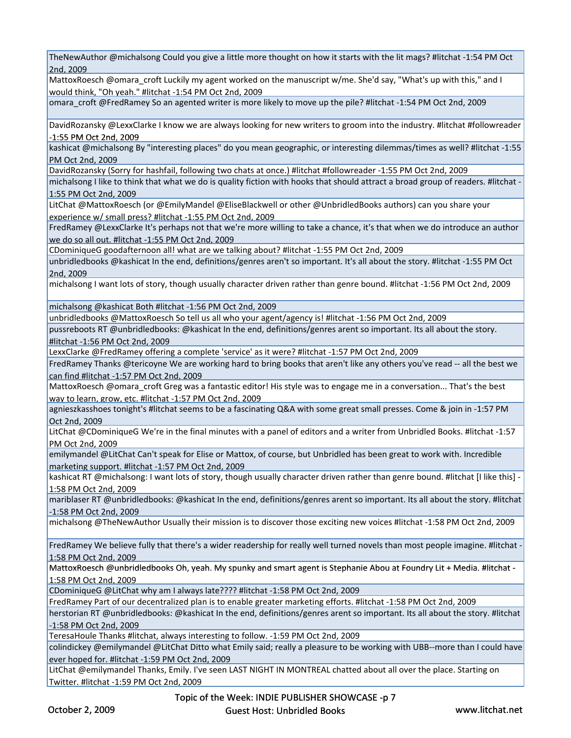TheNewAuthor @michalsong Could you give a little more thought on how it starts with the lit mags? #litchat -1:54 PM Oct 2nd, 2009

MattoxRoesch @omara_croft Luckily my agent worked on the manuscript w/me. She'd say, "What's up with this," and I would think, "Oh yeah." #litchat -1:54 PM Oct 2nd, 2009

omara_croft @FredRamey So an agented writer is more likely to move up the pile? #litchat -1:54 PM Oct 2nd, 2009

DavidRozansky @LexxClarke I know we are always looking for new writers to groom into the industry. #litchat #followreader -1:55 PM Oct 2nd, 2009

kashicat @michalsong By "interesting places" do you mean geographic, or interesting dilemmas/times as well? #litchat -1:55 PM Oct 2nd, 2009

DavidRozansky (Sorry for hashfail, following two chats at once.) #litchat #followreader -1:55 PM Oct 2nd, 2009

michalsong I like to think that what we do is quality fiction with hooks that should attract a broad group of readers. #litchat -1:55 PM Oct 2nd, 2009

LitChat @MattoxRoesch (or @EmilyMandel @EliseBlackwell or other @UnbridledBooks authors) can you share your experience w/ small press? #litchat -1:55 PM Oct 2nd, 2009

FredRamey @LexxClarke It's perhaps not that we're more willing to take a chance, it's that when we do introduce an author we do so all out. #litchat -1:55 PM Oct 2nd, 2009

CDominiqueG goodafternoon all! what are we talking about? #litchat -1:55 PM Oct 2nd, 2009

unbridledbooks @kashicat In the end, definitions/genres aren't so important. It's all about the story. #litchat -1:55 PM Oct 2nd, 2009

michalsong I want lots of story, though usually character driven rather than genre bound. #litchat -1:56 PM Oct 2nd, 2009

michalsong @kashicat Both #litchat -1:56 PM Oct 2nd, 2009

unbridledbooks @MattoxRoesch So tell us all who your agent/agency is! #litchat -1:56 PM Oct 2nd, 2009

pussreboots RT @unbridledbooks: @kashicat In the end, definitions/genres arent so important. Its all about the story. #litchat -1:56 PM Oct 2nd, 2009

LexxClarke @FredRamey offering a complete 'service' as it were? #litchat -1:57 PM Oct 2nd, 2009

FredRamey Thanks @tericoyne We are working hard to bring books that aren't like any others you've read -- all the best we can find #litchat -1:57 PM Oct 2nd, 2009

MattoxRoesch @omara_croft Greg was a fantastic editor! His style was to engage me in a conversation... That's the best way to learn, grow, etc. #litchat -1:57 PM Oct 2nd, 2009

agnieszkasshoes tonight's #litchat seems to be a fascinating Q&A with some great small presses. Come & join in -1:57 PM Oct 2nd, 2009

LitChat @CDominiqueG We're in the final minutes with a panel of editors and a writer from Unbridled Books. #litchat -1:57 PM Oct 2nd, 2009

emilymandel @LitChat Can't speak for Elise or Mattox, of course, but Unbridled has been great to work with. Incredible marketing support. #litchat -1:57 PM Oct 2nd, 2009

kashicat RT @michalsong: I want lots of story, though usually character driven rather than genre bound. #litchat [I like this] -1:58 PM Oct 2nd, 2009

mariblaser RT @unbridledbooks: @kashicat In the end, definitions/genres arent so important. Its all about the story. #litchat -1:58 PM Oct 2nd, 2009

michalsong @TheNewAuthor Usually their mission is to discover those exciting new voices #litchat -1:58 PM Oct 2nd, 2009

FredRamey We believe fully that there's a wider readership for really well turned novels than most people imagine. #litchat -1:58 PM Oct 2nd, 2009

MattoxRoesch @unbridledbooks Oh, yeah. My spunky and smart agent is Stephanie Abou at Foundry Lit + Media. #litchat -1:58 PM Oct 2nd, 2009

CDominiqueG @LitChat why am I always late???? #litchat -1:58 PM Oct 2nd, 2009

FredRamey Part of our decentralized plan is to enable greater marketing efforts. #litchat -1:58 PM Oct 2nd, 2009

herstorian RT @unbridledbooks: @kashicat In the end, definitions/genres arent so important. Its all about the story. #litchat -1:58 PM Oct 2nd, 2009

TeresaHoule Thanks #litchat, always interesting to follow. -1:59 PM Oct 2nd, 2009

colindickey @emilymandel @LitChat Ditto what Emily said; really a pleasure to be working with UBB--more than I could have ever hoped for. #litchat -1:59 PM Oct 2nd, 2009

LitChat @emilymandel Thanks, Emily. I've seen LAST NIGHT IN MONTREAL chatted about all over the place. Starting on Twitter. #litchat -1:59 PM Oct 2nd, 2009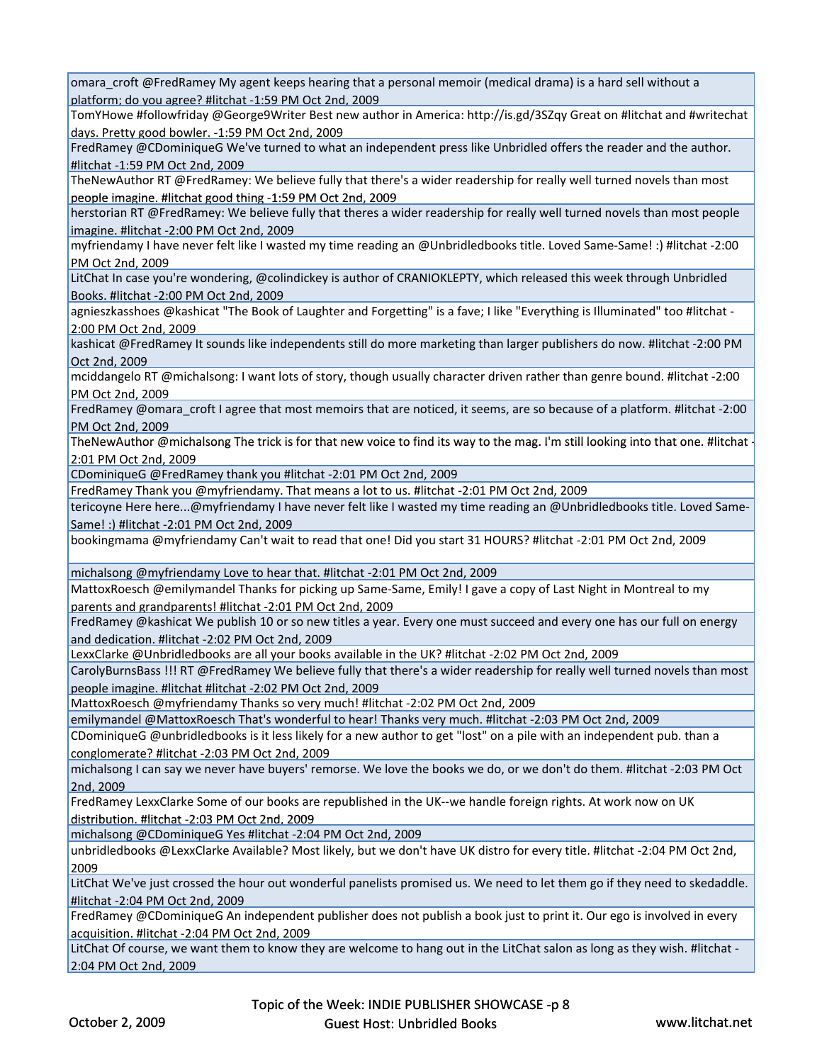omara_croft @FredRamey My agent keeps hearing that a personal memoir (medical drama) is a hard sell without a platform; do you agree? #litchat -1:59 PM Oct 2nd, 2009

TomYHowe #followfriday @George9Writer Best new author in America: http://is.gd/3SZqy Great on #litchat and #writechat days. Pretty good bowler. -1:59 PM Oct 2nd, 2009

FredRamey @CDominiqueG We've turned to what an independent press like Unbridled offers the reader and the author. #litchat -1:59 PM Oct 2nd, 2009

TheNewAuthor RT @FredRamey: We believe fully that there's a wider readership for really well turned novels than most people imagine. #litchat good thing -1:59 PM Oct 2nd, 2009

herstorian RT @FredRamey: We believe fully that theres a wider readership for really well turned novels than most people imagine. #litchat -2:00 PM Oct 2nd, 2009

myfriendamy I have never felt like I wasted my time reading an @Unbridledbooks title. Loved Same-Same! :) #litchat -2:00 PM Oct 2nd, 2009

LitChat In case you're wondering, @colindickey is author of CRANIOKLEPTY, which released this week through Unbridled Books. #litchat -2:00 PM Oct 2nd, 2009

agnieszkasshoes @kashicat "The Book of Laughter and Forgetting" is a fave; I like "Everything is Illuminated" too #litchat -2:00 PM Oct 2nd, 2009

kashicat @FredRamey It sounds like independents still do more marketing than larger publishers do now. #litchat -2:00 PM Oct 2nd, 2009

mciddangelo RT @michalsong: I want lots of story, though usually character driven rather than genre bound. #litchat -2:00 PM Oct 2nd, 2009

FredRamey @omara_croft I agree that most memoirs that are noticed, it seems, are so because of a platform. #litchat -2:00 PM Oct 2nd, 2009

TheNewAuthor @michalsong The trick is for that new voice to find its way to the mag. I'm still looking into that one. #litchat -2:01 PM Oct 2nd, 2009

CDominiqueG @FredRamey thank you #litchat -2:01 PM Oct 2nd, 2009

FredRamey Thank you @myfriendamy. That means a lot to us. #litchat -2:01 PM Oct 2nd, 2009

tericoyne Here here...@myfriendamy I have never felt like I wasted my time reading an @Unbridledbooks title. Loved Same-Same! :) #litchat -2:01 PM Oct 2nd, 2009

bookingmama @myfriendamy Can't wait to read that one! Did you start 31 HOURS? #litchat -2:01 PM Oct 2nd, 2009

michalsong @myfriendamy Love to hear that. #litchat -2:01 PM Oct 2nd, 2009

MattoxRoesch @emilymandel Thanks for picking up Same-Same, Emily! I gave a copy of Last Night in Montreal to my parents and grandparents! #litchat -2:01 PM Oct 2nd, 2009

FredRamey @kashicat We publish 10 or so new titles a year. Every one must succeed and every one has our full on energy and dedication. #litchat -2:02 PM Oct 2nd, 2009

LexxClarke @Unbridledbooks are all your books available in the UK? #litchat -2:02 PM Oct 2nd, 2009

CarolyBurnsBass !!! RT @FredRamey We believe fully that there's a wider readership for really well turned novels than most people imagine. #litchat #litchat -2:02 PM Oct 2nd, 2009

MattoxRoesch @myfriendamy Thanks so very much! #litchat -2:02 PM Oct 2nd, 2009

emilymandel @MattoxRoesch That's wonderful to hear! Thanks very much. #litchat -2:03 PM Oct 2nd, 2009

CDominiqueG @unbridledbooks is it less likely for a new author to get "lost" on a pile with an independent pub. than a conglomerate? #litchat -2:03 PM Oct 2nd, 2009

michalsong I can say we never have buyers' remorse. We love the books we do, or we don't do them. #litchat -2:03 PM Oct 2nd, 2009

FredRamey LexxClarke Some of our books are republished in the UK--we handle foreign rights. At work now on UK distribution. #litchat -2:03 PM Oct 2nd, 2009

michalsong @CDominiqueG Yes #litchat -2:04 PM Oct 2nd, 2009

unbridledbooks @LexxClarke Available? Most likely, but we don't have UK distro for every title. #litchat -2:04 PM Oct 2nd, 2009

LitChat We've just crossed the hour out wonderful panelists promised us. We need to let them go if they need to skedaddle. #litchat -2:04 PM Oct 2nd, 2009

FredRamey @CDominiqueG An independent publisher does not publish a book just to print it. Our ego is involved in every acquisition. #litchat -2:04 PM Oct 2nd, 2009

LitChat Of course, we want them to know they are welcome to hang out in the LitChat salon as long as they wish. #litchat -2:04 PM Oct 2nd, 2009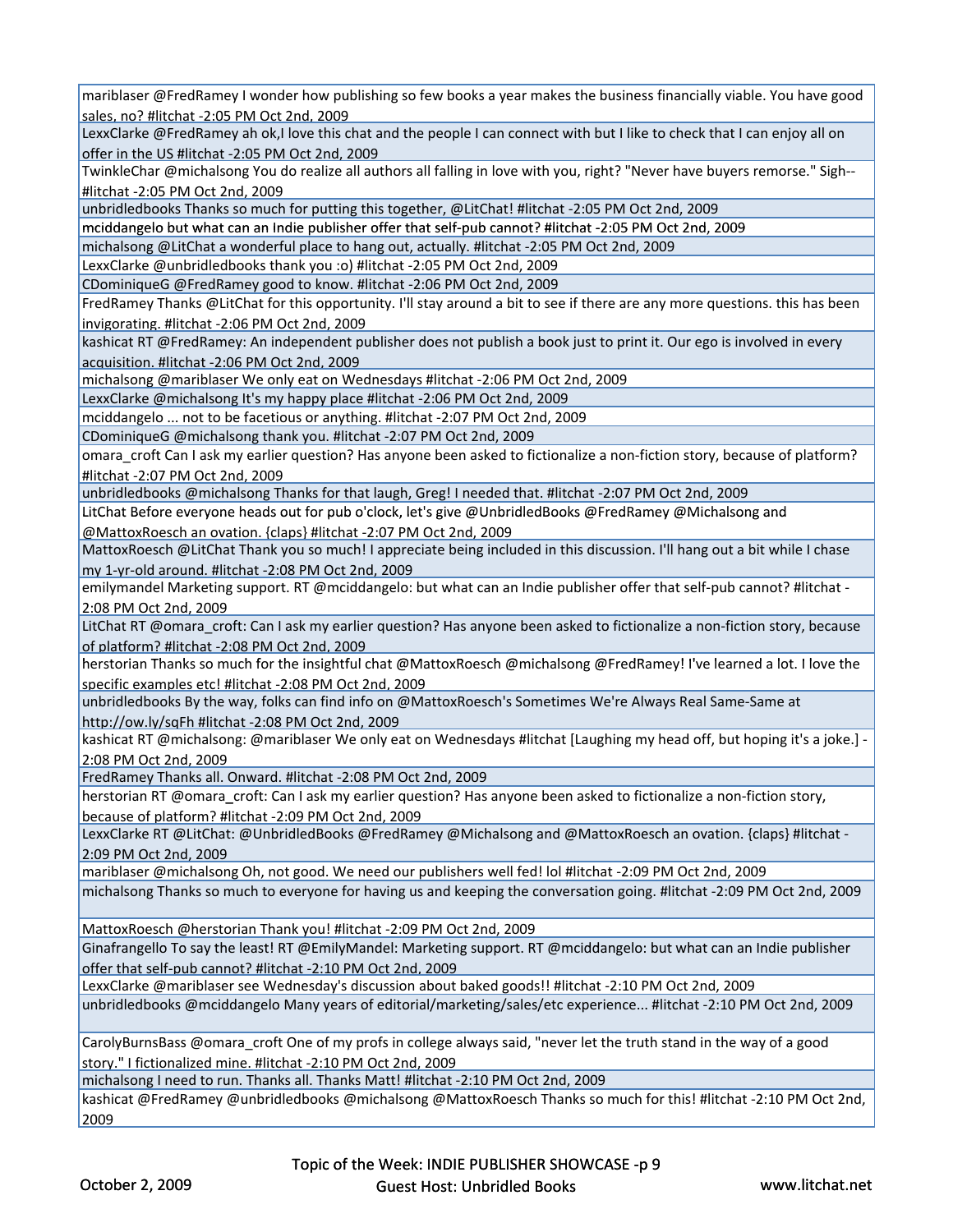mariblaser @FredRamey I wonder how publishing so few books a year makes the business financially viable. You have good sales, no? #litchat -2:05 PM Oct 2nd, 2009

LexxClarke @FredRamey ah ok,I love this chat and the people I can connect with but I like to check that I can enjoy all on offer in the US #litchat -2:05 PM Oct 2nd, 2009

TwinkleChar @michalsong You do realize all authors all falling in love with you, right? "Never have buyers remorse." Sigh-- #litchat -2:05 PM Oct 2nd, 2009

unbridledbooks Thanks so much for putting this together, @LitChat! #litchat -2:05 PM Oct 2nd, 2009

mciddangelo but what can an Indie publisher offer that self-pub cannot? #litchat -2:05 PM Oct 2nd, 2009

michalsong @LitChat a wonderful place to hang out, actually. #litchat -2:05 PM Oct 2nd, 2009

LexxClarke @unbridledbooks thank you :o) #litchat -2:05 PM Oct 2nd, 2009

CDominiqueG @FredRamey good to know. #litchat -2:06 PM Oct 2nd, 2009

FredRamey Thanks @LitChat for this opportunity. I'll stay around a bit to see if there are any more questions. this has been invigorating. #litchat -2:06 PM Oct 2nd, 2009

kashicat RT @FredRamey: An independent publisher does not publish a book just to print it. Our ego is involved in every acquisition. #litchat -2:06 PM Oct 2nd, 2009

michalsong @mariblaser We only eat on Wednesdays #litchat -2:06 PM Oct 2nd, 2009

LexxClarke @michalsong It's my happy place #litchat -2:06 PM Oct 2nd, 2009

mciddangelo ... not to be facetious or anything. #litchat -2:07 PM Oct 2nd, 2009

CDominiqueG @michalsong thank you. #litchat -2:07 PM Oct 2nd, 2009

omara_croft Can I ask my earlier question? Has anyone been asked to fictionalize a non-fiction story, because of platform? #litchat -2:07 PM Oct 2nd, 2009

unbridledbooks @michalsong Thanks for that laugh, Greg! I needed that. #litchat -2:07 PM Oct 2nd, 2009

LitChat Before everyone heads out for pub o'clock, let's give @UnbridledBooks @FredRamey @Michalsong and @MattoxRoesch an ovation. {claps} #litchat -2:07 PM Oct 2nd, 2009

MattoxRoesch @LitChat Thank you so much! I appreciate being included in this discussion. I'll hang out a bit while I chase my 1-yr-old around. #litchat -2:08 PM Oct 2nd, 2009

emilymandel Marketing support. RT @mciddangelo: but what can an Indie publisher offer that self-pub cannot? #litchat -2:08 PM Oct 2nd, 2009

LitChat RT @omara_croft: Can I ask my earlier question? Has anyone been asked to fictionalize a non-fiction story, because of platform? #litchat -2:08 PM Oct 2nd, 2009

herstorian Thanks so much for the insightful chat @MattoxRoesch @michalsong @FredRamey! I've learned a lot. I love the specific examples etc! #litchat -2:08 PM Oct 2nd, 2009

unbridledbooks By the way, folks can find info on @MattoxRoesch's Sometimes We're Always Real Same-Same at http://ow.ly/sqFh #litchat -2:08 PM Oct 2nd, 2009

kashicat RT @michalsong: @mariblaser We only eat on Wednesdays #litchat [Laughing my head off, but hoping it's a joke.] -2:08 PM Oct 2nd, 2009

FredRamey Thanks all. Onward. #litchat -2:08 PM Oct 2nd, 2009

herstorian RT @omara_croft: Can I ask my earlier question? Has anyone been asked to fictionalize a non-fiction story, because of platform? #litchat -2:09 PM Oct 2nd, 2009

LexxClarke RT @LitChat: @UnbridledBooks @FredRamey @Michalsong and @MattoxRoesch an ovation. {claps} #litchat -2:09 PM Oct 2nd, 2009

mariblaser @michalsong Oh, not good. We need our publishers well fed! lol #litchat -2:09 PM Oct 2nd, 2009

michalsong Thanks so much to everyone for having us and keeping the conversation going. #litchat -2:09 PM Oct 2nd, 2009

MattoxRoesch @herstorian Thank you! #litchat -2:09 PM Oct 2nd, 2009

Ginafrangello To say the least! RT @EmilyMandel: Marketing support. RT @mciddangelo: but what can an Indie publisher offer that self-pub cannot? #litchat -2:10 PM Oct 2nd, 2009

LexxClarke @mariblaser see Wednesday's discussion about baked goods!! #litchat -2:10 PM Oct 2nd, 2009

unbridledbooks @mciddangelo Many years of editorial/marketing/sales/etc experience... #litchat -2:10 PM Oct 2nd, 2009

CarolyBurnsBass @omara_croft One of my profs in college always said, "never let the truth stand in the way of a good story." I fictionalized mine. #litchat -2:10 PM Oct 2nd, 2009

michalsong I need to run. Thanks all. Thanks Matt! #litchat -2:10 PM Oct 2nd, 2009

kashicat @FredRamey @unbridledbooks @michalsong @MattoxRoesch Thanks so much for this! #litchat -2:10 PM Oct 2nd, 2009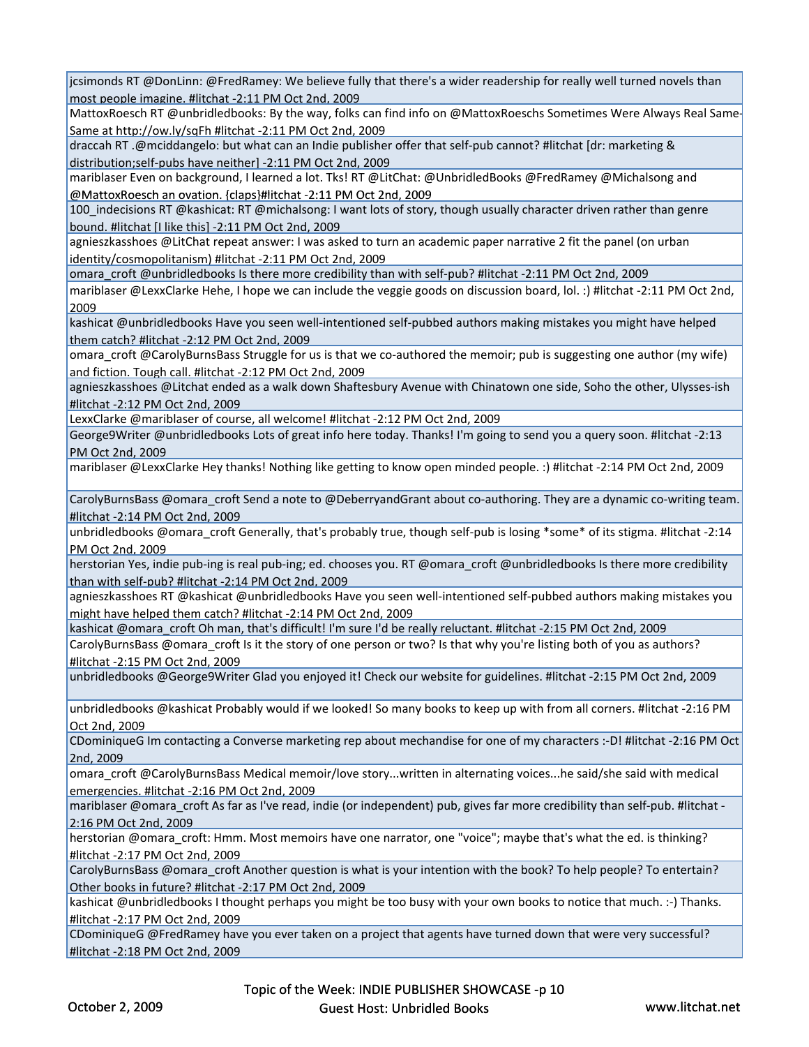jcsimonds RT @DonLinn: @FredRamey: We believe fully that there's a wider readership for really well turned novels than most people imagine. #litchat -2:11 PM Oct 2nd, 2009

MattoxRoesch RT @unbridledbooks: By the way, folks can find info on @MattoxRoeschs Sometimes Were Always Real Same-Same at http://ow.ly/sqFh #litchat -2:11 PM Oct 2nd, 2009

draccah RT .@mciddangelo: but what can an Indie publisher offer that self-pub cannot? #litchat [dr: marketing & distribution;self-pubs have neither] -2:11 PM Oct 2nd, 2009

mariblaser Even on background, I learned a lot. Tks! RT @LitChat: @UnbridledBooks @FredRamey @Michalsong and @MattoxRoesch an ovation. {claps}#litchat -2:11 PM Oct 2nd, 2009

100_indecisions RT @kashicat: RT @michalsong: I want lots of story, though usually character driven rather than genre bound. #litchat [I like this] -2:11 PM Oct 2nd, 2009

agnieszkasshoes @LitChat repeat answer: I was asked to turn an academic paper narrative 2 fit the panel (on urban identity/cosmopolitanism) #litchat -2:11 PM Oct 2nd, 2009

omara_croft @unbridledbooks Is there more credibility than with self-pub? #litchat -2:11 PM Oct 2nd, 2009

mariblaser @LexxClarke Hehe, I hope we can include the veggie goods on discussion board, lol. :) #litchat -2:11 PM Oct 2nd, 2009

kashicat @unbridledbooks Have you seen well-intentioned self-pubbed authors making mistakes you might have helped them catch? #litchat -2:12 PM Oct 2nd, 2009

omara_croft @CarolyBurnsBass Struggle for us is that we co-authored the memoir; pub is suggesting one author (my wife) and fiction. Tough call. #litchat -2:12 PM Oct 2nd, 2009

agnieszkasshoes @Litchat ended as a walk down Shaftesbury Avenue with Chinatown one side, Soho the other, Ulysses-ish #litchat -2:12 PM Oct 2nd, 2009

LexxClarke @mariblaser of course, all welcome! #litchat -2:12 PM Oct 2nd, 2009

George9Writer @unbridledbooks Lots of great info here today. Thanks! I'm going to send you a query soon. #litchat -2:13 PM Oct 2nd, 2009

mariblaser @LexxClarke Hey thanks! Nothing like getting to know open minded people. :) #litchat -2:14 PM Oct 2nd, 2009

CarolyBurnsBass @omara_croft Send a note to @DeberryandGrant about co-authoring. They are a dynamic co-writing team. #litchat -2:14 PM Oct 2nd, 2009

unbridledbooks @omara_croft Generally, that's probably true, though self-pub is losing *some* of its stigma. #litchat -2:14 PM Oct 2nd, 2009

herstorian Yes, indie pub-ing is real pub-ing; ed. chooses you. RT @omara_croft @unbridledbooks Is there more credibility than with self-pub? #litchat -2:14 PM Oct 2nd, 2009

agnieszkasshoes RT @kashicat @unbridledbooks Have you seen well-intentioned self-pubbed authors making mistakes you might have helped them catch? #litchat -2:14 PM Oct 2nd, 2009

kashicat @omara_croft Oh man, that's difficult! I'm sure I'd be really reluctant. #litchat -2:15 PM Oct 2nd, 2009

CarolyBurnsBass @omara_croft Is it the story of one person or two? Is that why you're listing both of you as authors? #litchat -2:15 PM Oct 2nd, 2009

unbridledbooks @George9Writer Glad you enjoyed it! Check our website for guidelines. #litchat -2:15 PM Oct 2nd, 2009

unbridledbooks @kashicat Probably would if we looked! So many books to keep up with from all corners. #litchat -2:16 PM Oct 2nd, 2009

CDominiqueG Im contacting a Converse marketing rep about mechandise for one of my characters :-D! #litchat -2:16 PM Oct 2nd, 2009

omara_croft @CarolyBurnsBass Medical memoir/love story...written in alternating voices...he said/she said with medical emergencies. #litchat -2:16 PM Oct 2nd, 2009

mariblaser @omara_croft As far as I've read, indie (or independent) pub, gives far more credibility than self-pub. #litchat - 2:16 PM Oct 2nd, 2009

herstorian @omara_croft: Hmm. Most memoirs have one narrator, one "voice"; maybe that's what the ed. is thinking? #litchat -2:17 PM Oct 2nd, 2009

CarolyBurnsBass @omara_croft Another question is what is your intention with the book? To help people? To entertain? Other books in future? #litchat -2:17 PM Oct 2nd, 2009

kashicat @unbridledbooks I thought perhaps you might be too busy with your own books to notice that much. :-) Thanks. #litchat -2:17 PM Oct 2nd, 2009

CDominiqueG @FredRamey have you ever taken on a project that agents have turned down that were very successful? #litchat -2:18 PM Oct 2nd, 2009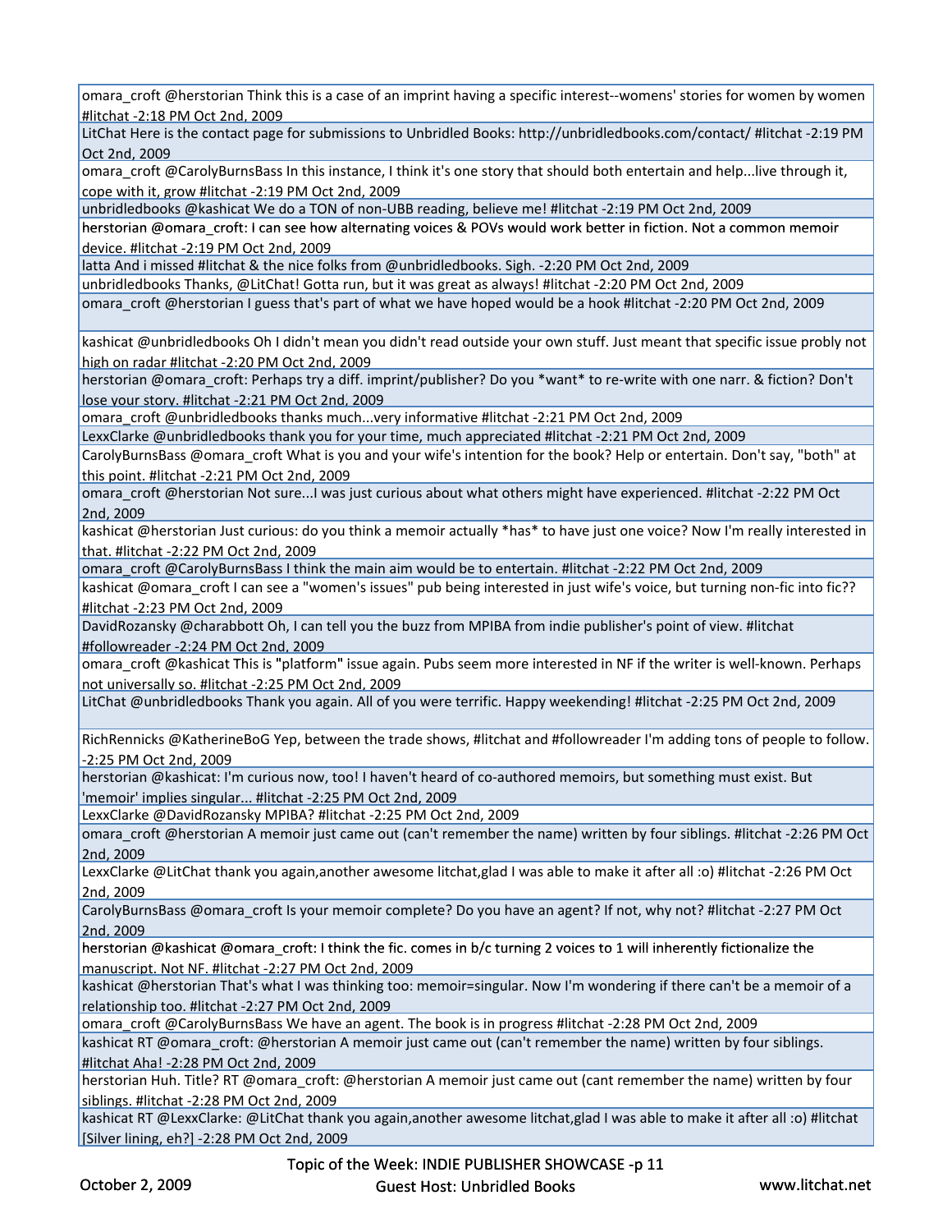omara_croft @herstorian Think this is a case of an imprint having a specific interest--womens' stories for women by women #litchat -2:18 PM Oct 2nd, 2009

LitChat Here is the contact page for submissions to Unbridled Books: http://unbridledbooks.com/contact/ #litchat -2:19 PM Oct 2nd, 2009

omara_croft @CarolyBurnsBass In this instance, I think it's one story that should both entertain and help...live through it, cope with it, grow #litchat -2:19 PM Oct 2nd, 2009

unbridledbooks @kashicat We do a TON of non-UBB reading, believe me! #litchat -2:19 PM Oct 2nd, 2009

herstorian @omara_croft: I can see how alternating voices & POVs would work better in fiction. Not a common memoir device. #litchat -2:19 PM Oct 2nd, 2009

latta And i missed #litchat & the nice folks from @unbridledbooks. Sigh. -2:20 PM Oct 2nd, 2009

unbridledbooks Thanks, @LitChat! Gotta run, but it was great as always! #litchat -2:20 PM Oct 2nd, 2009

omara_croft @herstorian I guess that's part of what we have hoped would be a hook #litchat -2:20 PM Oct 2nd, 2009

kashicat @unbridledbooks Oh I didn't mean you didn't read outside your own stuff. Just meant that specific issue probly not high on radar #litchat -2:20 PM Oct 2nd, 2009

herstorian @omara_croft: Perhaps try a diff. imprint/publisher? Do you *want* to re-write with one narr. & fiction? Don't lose your story. #litchat -2:21 PM Oct 2nd, 2009

omara_croft @unbridledbooks thanks much...very informative #litchat -2:21 PM Oct 2nd, 2009

LexxClarke @unbridledbooks thank you for your time, much appreciated #litchat -2:21 PM Oct 2nd, 2009

CarolyBurnsBass @omara_croft What is you and your wife's intention for the book? Help or entertain. Don't say, "both" at this point. #litchat -2:21 PM Oct 2nd, 2009

omara_croft @herstorian Not sure...I was just curious about what others might have experienced. #litchat -2:22 PM Oct 2nd, 2009

kashicat @herstorian Just curious: do you think a memoir actually *has* to have just one voice? Now I'm really interested in that. #litchat -2:22 PM Oct 2nd, 2009

omara_croft @CarolyBurnsBass I think the main aim would be to entertain. #litchat -2:22 PM Oct 2nd, 2009

kashicat @omara_croft I can see a "women's issues" pub being interested in just wife's voice, but turning non-fic into fic?? #litchat -2:23 PM Oct 2nd, 2009

DavidRozansky @charabbott Oh, I can tell you the buzz from MPIBA from indie publisher's point of view. #litchat #followreader -2:24 PM Oct 2nd, 2009

omara_croft @kashicat This is "platform" issue again. Pubs seem more interested in NF if the writer is well-known. Perhaps not universally so. #litchat -2:25 PM Oct 2nd, 2009

LitChat @unbridledbooks Thank you again. All of you were terrific. Happy weekending! #litchat -2:25 PM Oct 2nd, 2009

RichRennicks @KatherineBoG Yep, between the trade shows, #litchat and #followreader I'm adding tons of people to follow. -2:25 PM Oct 2nd, 2009

herstorian @kashicat: I'm curious now, too! I haven't heard of co-authored memoirs, but something must exist. But 'memoir' implies singular... #litchat -2:25 PM Oct 2nd, 2009

LexxClarke @DavidRozansky MPIBA? #litchat -2:25 PM Oct 2nd, 2009

omara_croft @herstorian A memoir just came out (can't remember the name) written by four siblings. #litchat -2:26 PM Oct 2nd, 2009

LexxClarke @LitChat thank you again,another awesome litchat,glad I was able to make it after all :o) #litchat -2:26 PM Oct 2nd, 2009

CarolyBurnsBass @omara_croft Is your memoir complete? Do you have an agent? If not, why not? #litchat -2:27 PM Oct 2nd, 2009

herstorian @kashicat @omara_croft: I think the fic. comes in b/c turning 2 voices to 1 will inherently fictionalize the manuscript. Not NF. #litchat -2:27 PM Oct 2nd, 2009

kashicat @herstorian That's what I was thinking too: memoir=singular. Now I'm wondering if there can't be a memoir of a relationship too. #litchat -2:27 PM Oct 2nd, 2009

omara_croft @CarolyBurnsBass We have an agent. The book is in progress #litchat -2:28 PM Oct 2nd, 2009

kashicat RT @omara_croft: @herstorian A memoir just came out (can't remember the name) written by four siblings. #litchat Aha! -2:28 PM Oct 2nd, 2009

herstorian Huh. Title? RT @omara_croft: @herstorian A memoir just came out (cant remember the name) written by four siblings. #litchat -2:28 PM Oct 2nd, 2009

kashicat RT @LexxClarke: @LitChat thank you again,another awesome litchat,glad I was able to make it after all :o) #litchat [Silver lining, eh?] -2:28 PM Oct 2nd, 2009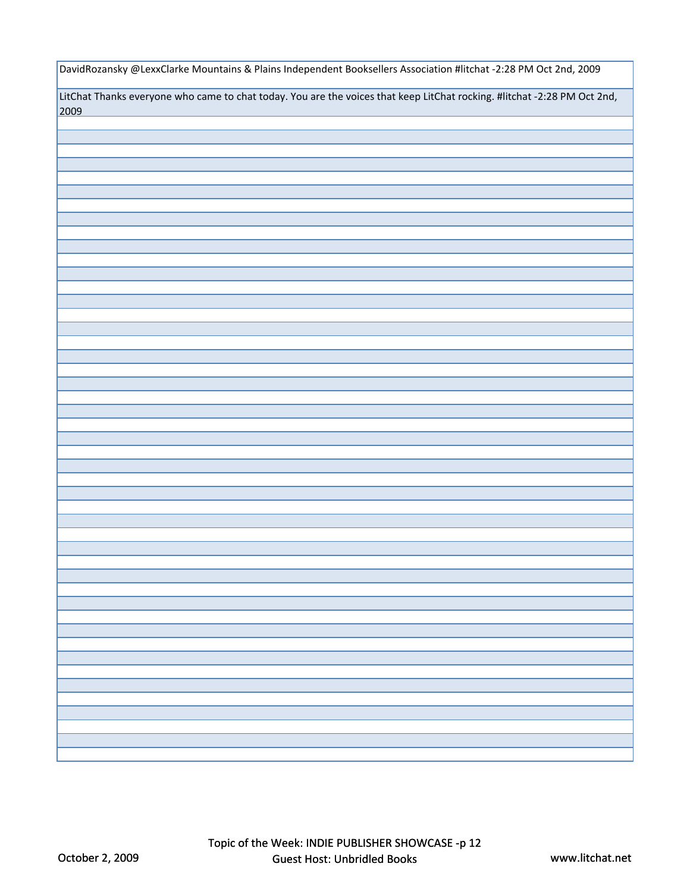| |
|---|
| DavidRozansky @LexxClarke Mountains & Plains Independent Booksellers Association #litchat -2:28 PM Oct 2nd, 2009 |
| LitChat Thanks everyone who came to chat today. You are the voices that keep LitChat rocking. #litchat -2:28 PM Oct 2nd, 2009 |